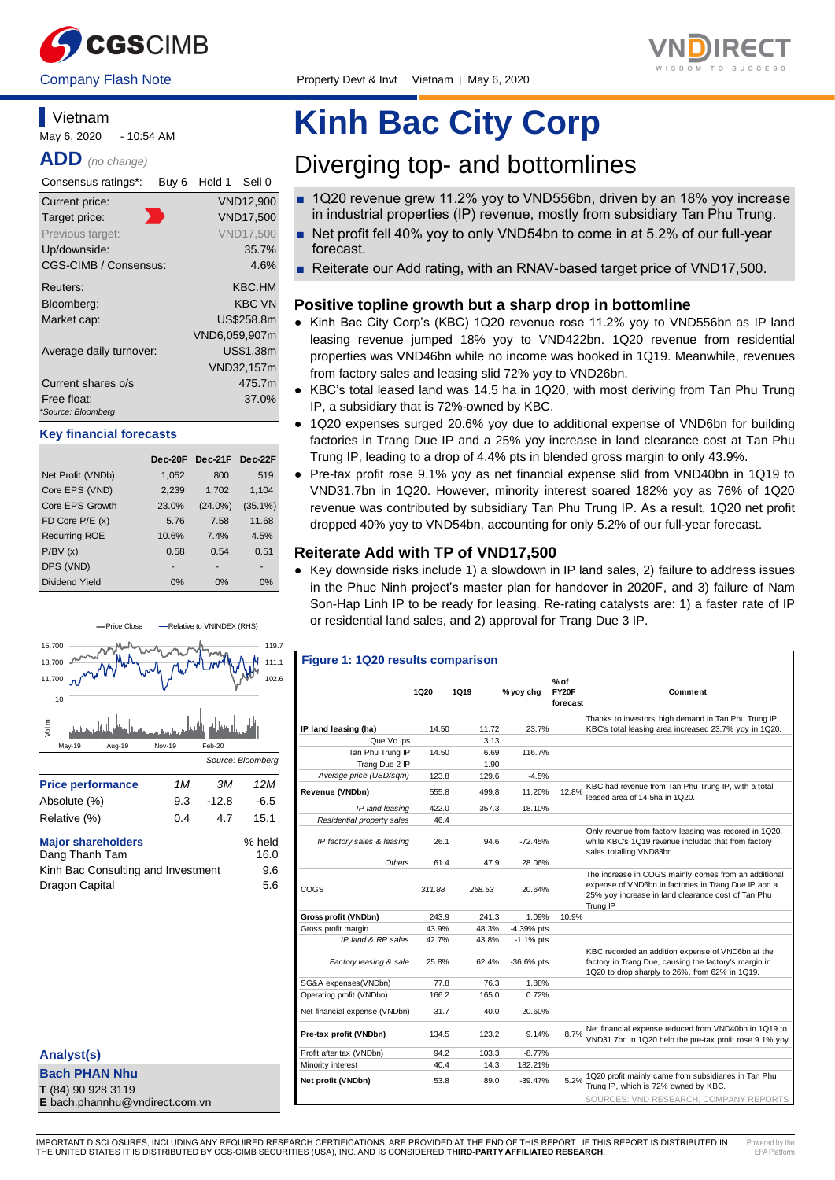CGSCIMB

Company Flash Note

Property Devt & Invt | Vietnam | May 6, 2020

VNDIRECT — WISDOM TO SUCCESS

# Vietnam

May 6, 2020 - 10:54 AM

## ADD *(no change)*

| | |
|---|---|
| Consensus ratings*: | Buy 6 Hold 1 Sell 0 |
| Current price: | VND12,900 |
| Target price: | VND17,500 |
| Previous target: | VND17,500 |
| Up/downside: | 35.7% |
| CGS-CIMB / Consensus: | 4.6% |
| Reuters: | KBC.HM |
| Bloomberg: | KBC VN |
| Market cap: | US$258.8m |
| | VND6,059,907m |
| Average daily turnover: | US$1.38m |
| | VND32,157m |
| Current shares o/s | 475.7m |
| Free float: | 37.0% |

*Source: Bloomberg

### Key financial forecasts

| | Dec-20F | Dec-21F | Dec-22F |
|---|---|---|---|
| Net Profit (VNDb) | 1,052 | 800 | 519 |
| Core EPS (VND) | 2,239 | 1,702 | 1,104 |
| Core EPS Growth | 23.0% | (24.0%) | (35.1%) |
| FD Core P/E (x) | 5.76 | 7.58 | 11.68 |
| Recurring ROE | 10.6% | 7.4% | 4.5% |
| P/BV (x) | 0.58 | 0.54 | 0.51 |
| DPS (VND) | - | - | - |
| Dividend Yield | 0% | 0% | 0% |

—Price Close —Relative to VNINDEX (RHS)

15,700
13,700
11,700
10
119.7
111.1
102.6
Vol m
May-19 Aug-19 Nov-19 Feb-20

Source: Bloomberg

| Price performance | 1M | 3M | 12M |
|---|---|---|---|
| Absolute (%) | 9.3 | -12.8 | -6.5 |
| Relative (%) | 0.4 | 4.7 | 15.1 |

| Major shareholders | % held |
|---|---|
| Dang Thanh Tam | 16.0 |
| Kinh Bac Consulting and Investment | 9.6 |
| Dragon Capital | 5.6 |

### Analyst(s)

**Bach PHAN Nhu**
**T** (84) 90 928 3119
**E** bach.phannhu@vndirect.com.vn

# Kinh Bac City Corp

## Diverging top- and bottomlines

- 1Q20 revenue grew 11.2% yoy to VND556bn, driven by an 18% yoy increase in industrial properties (IP) revenue, mostly from subsidiary Tan Phu Trung.
- Net profit fell 40% yoy to only VND54bn to come in at 5.2% of our full-year forecast.
- Reiterate our Add rating, with an RNAV-based target price of VND17,500.

### Positive topline growth but a sharp drop in bottomline

- Kinh Bac City Corp's (KBC) 1Q20 revenue rose 11.2% yoy to VND556bn as IP land leasing revenue jumped 18% yoy to VND422bn. 1Q20 revenue from residential properties was VND46bn while no income was booked in 1Q19. Meanwhile, revenues from factory sales and leasing slid 72% yoy to VND26bn.
- KBC's total leased land was 14.5 ha in 1Q20, with most deriving from Tan Phu Trung IP, a subsidiary that is 72%-owned by KBC.
- 1Q20 expenses surged 20.6% yoy due to additional expense of VND6bn for building factories in Trang Due IP and a 25% yoy increase in land clearance cost at Tan Phu Trung IP, leading to a drop of 4.4% pts in blended gross margin to only 43.9%.
- Pre-tax profit rose 9.1% yoy as net financial expense slid from VND40bn in 1Q19 to VND31.7bn in 1Q20. However, minority interest soared 182% yoy as 76% of 1Q20 revenue was contributed by subsidiary Tan Phu Trung IP. As a result, 1Q20 net profit dropped 40% yoy to VND54bn, accounting for only 5.2% of our full-year forecast.

### Reiterate Add with TP of VND17,500

- Key downside risks include 1) a slowdown in IP land sales, 2) failure to address issues in the Phuc Ninh project's master plan for handover in 2020F, and 3) failure of Nam Son-Hap Linh IP to be ready for leasing. Re-rating catalysts are: 1) a faster rate of IP or residential land sales, and 2) approval for Trang Due 3 IP.

**Figure 1: 1Q20 results comparison**

| | 1Q20 | 1Q19 | % yoy chg | % of FY20F forecast | Comment |
|---|---|---|---|---|---|
| **IP land leasing (ha)** | 14.50 | 11.72 | 23.7% | | Thanks to investors' high demand in Tan Phu Trung IP, KBC's total leasing area increased 23.7% yoy in 1Q20. |
| Que Vo Ips | | 3.13 | | | |
| Tan Phu Trung IP | 14.50 | 6.69 | 116.7% | | |
| Trang Due 2 IP | | 1.90 | | | |
| *Average price (USD/sqm)* | 123.8 | 129.6 | -4.5% | | |
| **Revenue (VNDbn)** | 555.8 | 499.8 | 11.20% | 12.8% | KBC had revenue from Tan Phu Trung IP, with a total leased area of 14.5ha in 1Q20. |
| *IP land leasing* | 422.0 | 357.3 | 18.10% | | |
| *Residential property sales* | 46.4 | | | | |
| *IP factory sales & leasing* | 26.1 | 94.6 | -72.45% | | Only revenue from factory leasing was recored in 1Q20, while KBC's 1Q19 revenue included that from factory sales totalling VND83bn |
| *Others* | 61.4 | 47.9 | 28.06% | | |
| COGS | *311.88* | *258.53* | 20.64% | | The increase in COGS mainly comes from an additional expense of VND6bn in factories in Trang Due IP and a 25% yoy increase in land clearance cost of Tan Phu Trung IP |
| **Gross profit (VNDbn)** | 243.9 | 241.3 | 1.09% | 10.9% | |
| Gross profit margin | 43.9% | 48.3% | -4.39% pts | | |
| *IP land & RP sales* | 42.7% | 43.8% | -1.1% pts | | |
| *Factory leasing & sale* | 25.8% | 62.4% | -36.6% pts | | KBC recorded an addition expense of VND6bn at the factory in Trang Due, causing the factory's margin in 1Q20 to drop sharply to 26%, from 62% in 1Q19. |
| SG&A expenses(VNDbn) | 77.8 | 76.3 | 1.88% | | |
| Operating profit (VNDbn) | 166.2 | 165.0 | 0.72% | | |
| Net financial expense (VNDbn) | 31.7 | 40.0 | -20.60% | | |
| **Pre-tax profit (VNDbn)** | 134.5 | 123.2 | 9.14% | 8.7% | Net financial expense reduced from VND40bn in 1Q19 to VND31.7bn in 1Q20 help the pre-tax profit rose 9.1% yoy |
| Profit after tax (VNDbn) | 94.2 | 103.3 | -8.77% | | |
| Minority interest | 40.4 | 14.3 | 182.21% | | |
| **Net profit (VNDbn)** | 53.8 | 89.0 | -39.47% | 5.2% | 1Q20 profit mainly came from subsidiaries in Tan Phu Trung IP, which is 72% owned by KBC. |

SOURCES: VND RESEARCH, COMPANY REPORTS

IMPORTANT DISCLOSURES, INCLUDING ANY REQUIRED RESEARCH CERTIFICATIONS, ARE PROVIDED AT THE END OF THIS REPORT. IF THIS REPORT IS DISTRIBUTED IN THE UNITED STATES IT IS DISTRIBUTED BY CGS-CIMB SECURITIES (USA), INC. AND IS CONSIDERED **THIRD-PARTY AFFILIATED RESEARCH**.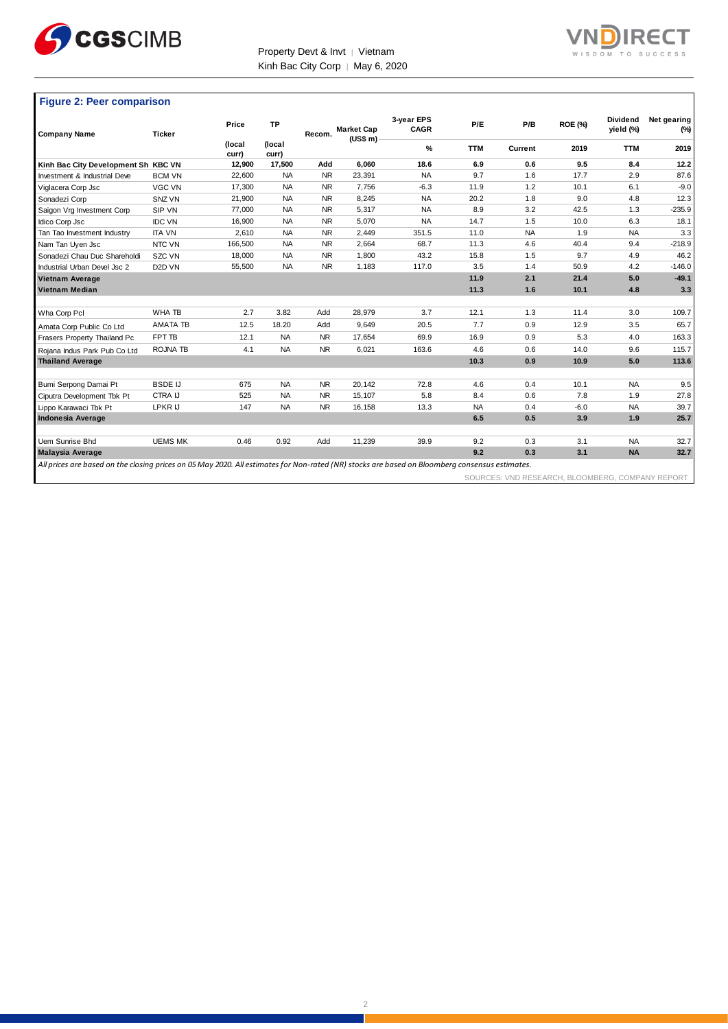## Figure 2: Peer comparison

| Company Name | Ticker | Price | TP | Recom. | Market Cap (US$ m) | 3-year EPS CAGR | P/E | P/B | ROE (%) | Dividend yield (%) | Net gearing (%) |
|---|---|---|---|---|---|---|---|---|---|---|---|
| | | (local curr) | (local curr) | | | % | TTM | Current | 2019 | TTM | 2019 |
| **Kinh Bac City Development Sh** | **KBC VN** | **12,900** | **17,500** | **Add** | **6,060** | **18.6** | **6.9** | **0.6** | **9.5** | **8.4** | **12.2** |
| Investment & Industrial Deve | BCM VN | 22,600 | NA | NR | 23,391 | NA | 9.7 | 1.6 | 17.7 | 2.9 | 87.6 |
| Viglacera Corp Jsc | VGC VN | 17,300 | NA | NR | 7,756 | -6.3 | 11.9 | 1.2 | 10.1 | 6.1 | -9.0 |
| Sonadezi Corp | SNZ VN | 21,900 | NA | NR | 8,245 | NA | 20.2 | 1.8 | 9.0 | 4.8 | 12.3 |
| Saigon Vrg Investment Corp | SIP VN | 77,000 | NA | NR | 5,317 | NA | 8.9 | 3.2 | 42.5 | 1.3 | -235.9 |
| Idico Corp Jsc | IDC VN | 16,900 | NA | NR | 5,070 | NA | 14.7 | 1.5 | 10.0 | 6.3 | 18.1 |
| Tan Tao Investment Industry | ITA VN | 2,610 | NA | NR | 2,449 | 351.5 | 11.0 | NA | 1.9 | NA | 3.3 |
| Nam Tan Uyen Jsc | NTC VN | 166,500 | NA | NR | 2,664 | 68.7 | 11.3 | 4.6 | 40.4 | 9.4 | -218.9 |
| Sonadezi Chau Duc Shareholdi | SZC VN | 18,000 | NA | NR | 1,800 | 43.2 | 15.8 | 1.5 | 9.7 | 4.9 | 46.2 |
| Industrial Urban Devel Jsc 2 | D2D VN | 55,500 | NA | NR | 1,183 | 117.0 | 3.5 | 1.4 | 50.9 | 4.2 | -146.0 |
| **Vietnam Average** | | | | | | | **11.9** | **2.1** | **21.4** | **5.0** | **-49.1** |
| **Vietnam Median** | | | | | | | **11.3** | **1.6** | **10.1** | **4.8** | **3.3** |
| | | | | | | | | | | | |
| Wha Corp Pcl | WHA TB | 2.7 | 3.82 | Add | 28,979 | 3.7 | 12.1 | 1.3 | 11.4 | 3.0 | 109.7 |
| Amata Corp Public Co Ltd | AMATA TB | 12.5 | 18.20 | Add | 9,649 | 20.5 | 7.7 | 0.9 | 12.9 | 3.5 | 65.7 |
| Frasers Property Thailand Pc | FPT TB | 12.1 | NA | NR | 17,654 | 69.9 | 16.9 | 0.9 | 5.3 | 4.0 | 163.3 |
| Rojana Indus Park Pub Co Ltd | ROJNA TB | 4.1 | NA | NR | 6,021 | 163.6 | 4.6 | 0.6 | 14.0 | 9.6 | 115.7 |
| **Thailand Average** | | | | | | | **10.3** | **0.9** | **10.9** | **5.0** | **113.6** |
| | | | | | | | | | | | |
| Bumi Serpong Damai Pt | BSDE IJ | 675 | NA | NR | 20,142 | 72.8 | 4.6 | 0.4 | 10.1 | NA | 9.5 |
| Ciputra Development Tbk Pt | CTRA IJ | 525 | NA | NR | 15,107 | 5.8 | 8.4 | 0.6 | 7.8 | 1.9 | 27.8 |
| Lippo Karawaci Tbk Pt | LPKR IJ | 147 | NA | NR | 16,158 | 13.3 | NA | 0.4 | -6.0 | NA | 39.7 |
| **Indonesia Average** | | | | | | | **6.5** | **0.5** | **3.9** | **1.9** | **25.7** |
| | | | | | | | | | | | |
| Uem Sunrise Bhd | UEMS MK | 0.46 | 0.92 | Add | 11,239 | 39.9 | 9.2 | 0.3 | 3.1 | NA | 32.7 |
| **Malaysia Average** | | | | | | | **9.2** | **0.3** | **3.1** | **NA** | **32.7** |

*All prices are based on the closing prices on 05 May 2020. All estimates for Non-rated (NR) stocks are based on Bloomberg consensus estimates.*

SOURCES: VND RESEARCH, BLOOMBERG, COMPANY REPORT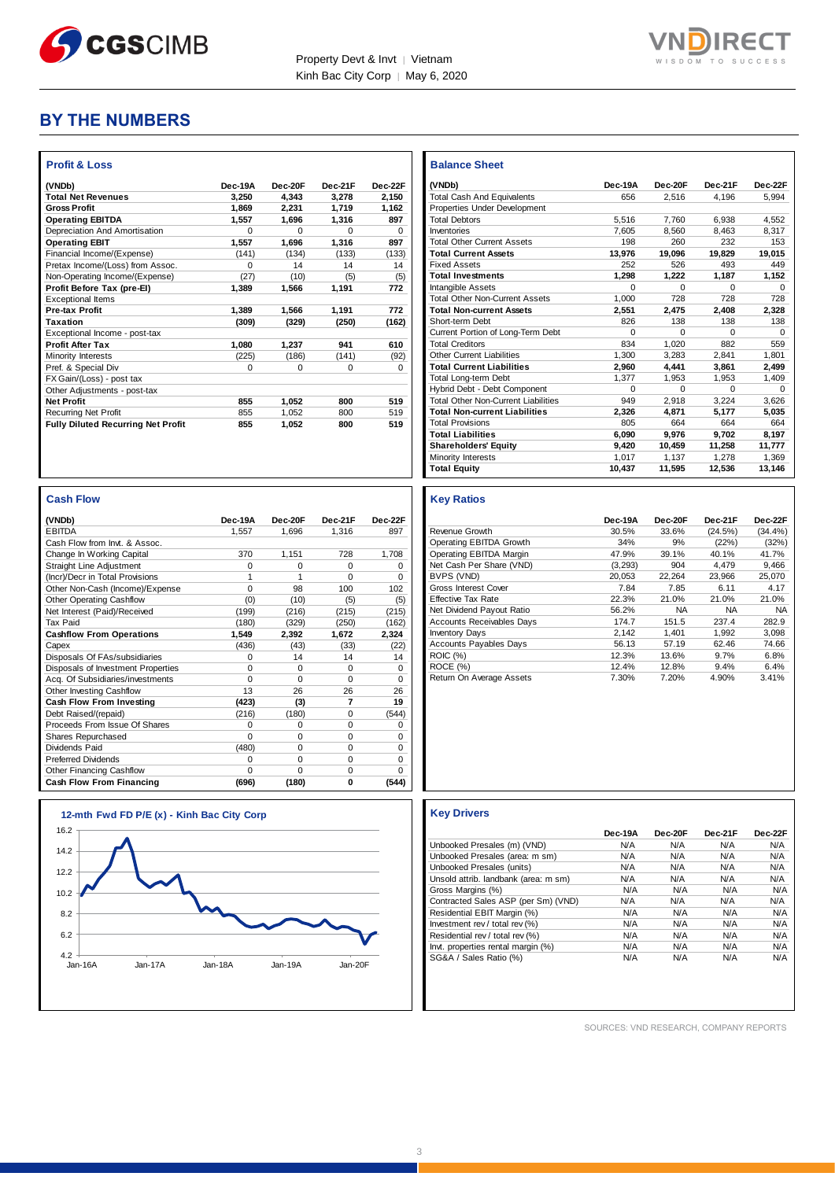# BY THE NUMBERS

### Profit & Loss

| (VNDb) | Dec-19A | Dec-20F | Dec-21F | Dec-22F |
|---|---|---|---|---|
| **Total Net Revenues** | **3,250** | **4,343** | **3,278** | **2,150** |
| **Gross Profit** | **1,869** | **2,231** | **1,719** | **1,162** |
| **Operating EBITDA** | **1,557** | **1,696** | **1,316** | **897** |
| Depreciation And Amortisation | 0 | 0 | 0 | 0 |
| **Operating EBIT** | **1,557** | **1,696** | **1,316** | **897** |
| Financial Income/(Expense) | (141) | (134) | (133) | (133) |
| Pretax Income/(Loss) from Assoc. | 0 | 14 | 14 | 14 |
| Non-Operating Income/(Expense) | (27) | (10) | (5) | (5) |
| **Profit Before Tax (pre-EI)** | **1,389** | **1,566** | **1,191** | **772** |
| Exceptional Items | | | | |
| **Pre-tax Profit** | **1,389** | **1,566** | **1,191** | **772** |
| **Taxation** | **(309)** | **(329)** | **(250)** | **(162)** |
| Exceptional Income - post-tax | | | | |
| **Profit After Tax** | **1,080** | **1,237** | **941** | **610** |
| Minority Interests | (225) | (186) | (141) | (92) |
| Pref. & Special Div | 0 | 0 | 0 | 0 |
| FX Gain/(Loss) - post tax | | | | |
| Other Adjustments - post-tax | | | | |
| **Net Profit** | **855** | **1,052** | **800** | **519** |
| Recurring Net Profit | 855 | 1,052 | 800 | 519 |
| **Fully Diluted Recurring Net Profit** | **855** | **1,052** | **800** | **519** |

### Balance Sheet

| (VNDb) | Dec-19A | Dec-20F | Dec-21F | Dec-22F |
|---|---|---|---|---|
| Total Cash And Equivalents | 656 | 2,516 | 4,196 | 5,994 |
| Properties Under Development | | | | |
| Total Debtors | 5,516 | 7,760 | 6,938 | 4,552 |
| Inventories | 7,605 | 8,560 | 8,463 | 8,317 |
| Total Other Current Assets | 198 | 260 | 232 | 153 |
| **Total Current Assets** | **13,976** | **19,096** | **19,829** | **19,015** |
| Fixed Assets | 252 | 526 | 493 | 449 |
| **Total Investments** | **1,298** | **1,222** | **1,187** | **1,152** |
| Intangible Assets | 0 | 0 | 0 | 0 |
| Total Other Non-Current Assets | 1,000 | 728 | 728 | 728 |
| **Total Non-current Assets** | **2,551** | **2,475** | **2,408** | **2,328** |
| Short-term Debt | 826 | 138 | 138 | 138 |
| Current Portion of Long-Term Debt | 0 | 0 | 0 | 0 |
| Total Creditors | 834 | 1,020 | 882 | 559 |
| Other Current Liabilities | 1,300 | 3,283 | 2,841 | 1,801 |
| **Total Current Liabilities** | **2,960** | **4,441** | **3,861** | **2,499** |
| Total Long-term Debt | 1,377 | 1,953 | 1,953 | 1,409 |
| Hybrid Debt - Debt Component | 0 | 0 | 0 | 0 |
| Total Other Non-Current Liabilities | 949 | 2,918 | 3,224 | 3,626 |
| **Total Non-current Liabilities** | **2,326** | **4,871** | **5,177** | **5,035** |
| Total Provisions | 805 | 664 | 664 | 664 |
| **Total Liabilities** | **6,090** | **9,976** | **9,702** | **8,197** |
| **Shareholders' Equity** | **9,420** | **10,459** | **11,258** | **11,777** |
| Minority Interests | 1,017 | 1,137 | 1,278 | 1,369 |
| **Total Equity** | **10,437** | **11,595** | **12,536** | **13,146** |

### Cash Flow

| (VNDb) | Dec-19A | Dec-20F | Dec-21F | Dec-22F |
|---|---|---|---|---|
| EBITDA | 1,557 | 1,696 | 1,316 | 897 |
| Cash Flow from Invt. & Assoc. | | | | |
| Change In Working Capital | 370 | 1,151 | 728 | 1,708 |
| Straight Line Adjustment | 0 | 0 | 0 | 0 |
| (Incr)/Decr in Total Provisions | 1 | 1 | 0 | 0 |
| Other Non-Cash (Income)/Expense | 0 | 98 | 100 | 102 |
| Other Operating Cashflow | (0) | (10) | (5) | (5) |
| Net Interest (Paid)/Received | (199) | (216) | (215) | (215) |
| Tax Paid | (180) | (329) | (250) | (162) |
| **Cashflow From Operations** | **1,549** | **2,392** | **1,672** | **2,324** |
| Capex | (436) | (43) | (33) | (22) |
| Disposals Of FAs/subsidiaries | 0 | 14 | 14 | 14 |
| Disposals of Investment Properties | 0 | 0 | 0 | 0 |
| Acq. Of Subsidiaries/investments | 0 | 0 | 0 | 0 |
| Other Investing Cashflow | 13 | 26 | 26 | 26 |
| **Cash Flow From Investing** | **(423)** | **(3)** | **7** | **19** |
| Debt Raised/(repaid) | (216) | (180) | 0 | (544) |
| Proceeds From Issue Of Shares | 0 | 0 | 0 | 0 |
| Shares Repurchased | 0 | 0 | 0 | 0 |
| Dividends Paid | (480) | 0 | 0 | 0 |
| Preferred Dividends | 0 | 0 | 0 | 0 |
| Other Financing Cashflow | 0 | 0 | 0 | 0 |
| **Cash Flow From Financing** | **(696)** | **(180)** | **0** | **(544)** |

### Key Ratios

| | Dec-19A | Dec-20F | Dec-21F | Dec-22F |
|---|---|---|---|---|
| Revenue Growth | 30.5% | 33.6% | (24.5%) | (34.4%) |
| Operating EBITDA Growth | 34% | 9% | (22%) | (32%) |
| Operating EBITDA Margin | 47.9% | 39.1% | 40.1% | 41.7% |
| Net Cash Per Share (VND) | (3,293) | 904 | 4,479 | 9,466 |
| BVPS (VND) | 20,053 | 22,264 | 23,966 | 25,070 |
| Gross Interest Cover | 7.84 | 7.85 | 6.11 | 4.17 |
| Effective Tax Rate | 22.3% | 21.0% | 21.0% | 21.0% |
| Net Dividend Payout Ratio | 56.2% | NA | NA | NA |
| Accounts Receivables Days | 174.7 | 151.5 | 237.4 | 282.9 |
| Inventory Days | 2,142 | 1,401 | 1,992 | 3,098 |
| Accounts Payables Days | 56.13 | 57.19 | 62.46 | 74.66 |
| ROIC (%) | 12.3% | 13.6% | 9.7% | 6.8% |
| ROCE (%) | 12.4% | 12.8% | 9.4% | 6.4% |
| Return On Average Assets | 7.30% | 7.20% | 4.90% | 3.41% |

### 12-mth Fwd FD P/E (x) - Kinh Bac City Corp

16.2
14.2
12.2
10.2
8.2
6.2
4.2
Jan-16A
Jan-17A
Jan-18A
Jan-19A
Jan-20F

### Key Drivers

| | Dec-19A | Dec-20F | Dec-21F | Dec-22F |
|---|---|---|---|---|
| Unbooked Presales (m) (VND) | N/A | N/A | N/A | N/A |
| Unbooked Presales (area: m sm) | N/A | N/A | N/A | N/A |
| Unbooked Presales (units) | N/A | N/A | N/A | N/A |
| Unsold attrib. landbank (area: m sm) | N/A | N/A | N/A | N/A |
| Gross Margins (%) | N/A | N/A | N/A | N/A |
| Contracted Sales ASP (per Sm) (VND) | N/A | N/A | N/A | N/A |
| Residential EBIT Margin (%) | N/A | N/A | N/A | N/A |
| Investment rev / total rev (%) | N/A | N/A | N/A | N/A |
| Residential rev / total rev (%) | N/A | N/A | N/A | N/A |
| Invt. properties rental margin (%) | N/A | N/A | N/A | N/A |
| SG&A / Sales Ratio (%) | N/A | N/A | N/A | N/A |

SOURCES: VND RESEARCH, COMPANY REPORTS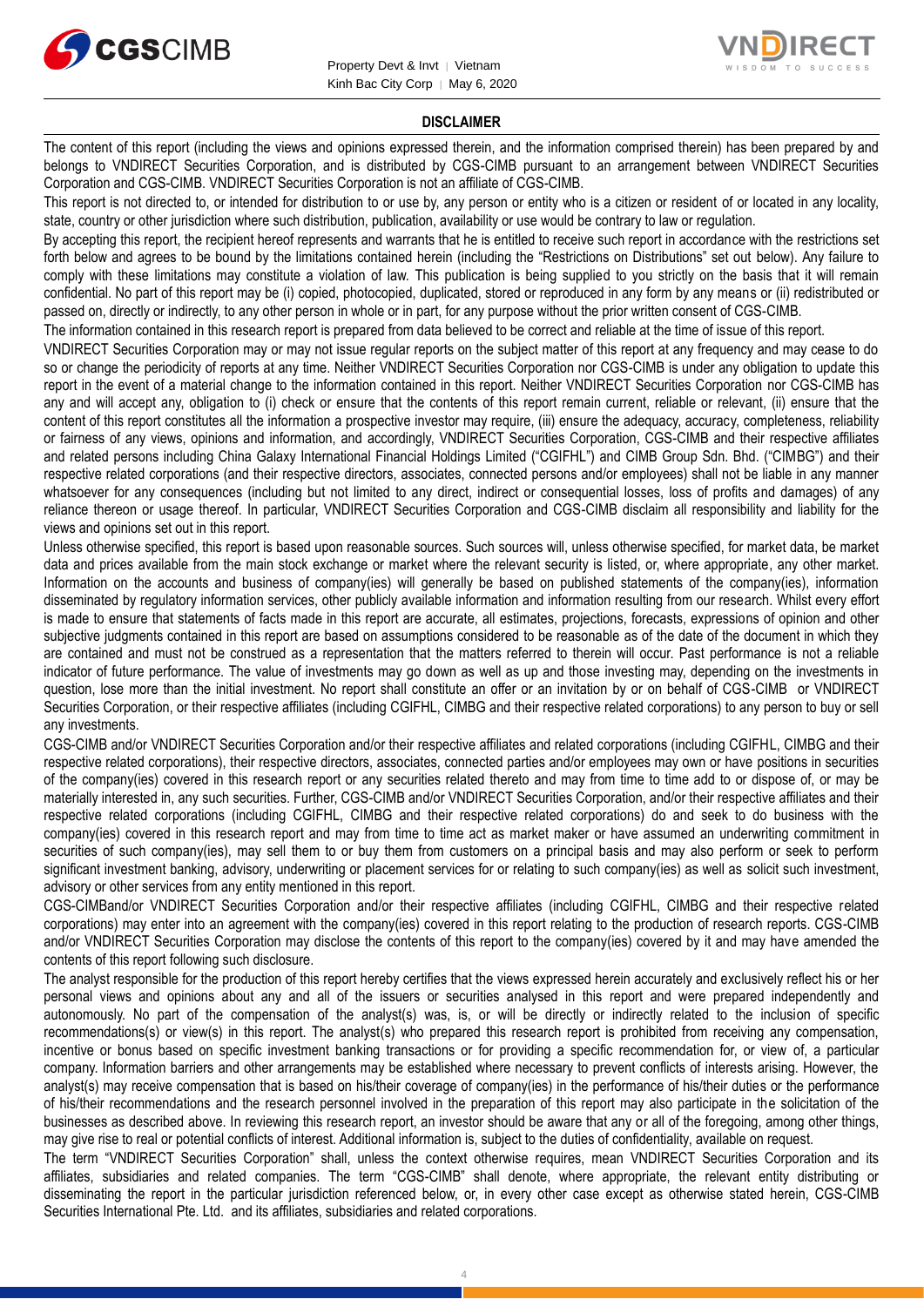## DISCLAIMER

The content of this report (including the views and opinions expressed therein, and the information comprised therein) has been prepared by and belongs to VNDIRECT Securities Corporation, and is distributed by CGS-CIMB pursuant to an arrangement between VNDIRECT Securities Corporation and CGS-CIMB. VNDIRECT Securities Corporation is not an affiliate of CGS-CIMB.

This report is not directed to, or intended for distribution to or use by, any person or entity who is a citizen or resident of or located in any locality, state, country or other jurisdiction where such distribution, publication, availability or use would be contrary to law or regulation.

By accepting this report, the recipient hereof represents and warrants that he is entitled to receive such report in accordance with the restrictions set forth below and agrees to be bound by the limitations contained herein (including the "Restrictions on Distributions" set out below). Any failure to comply with these limitations may constitute a violation of law. This publication is being supplied to you strictly on the basis that it will remain confidential. No part of this report may be (i) copied, photocopied, duplicated, stored or reproduced in any form by any means or (ii) redistributed or passed on, directly or indirectly, to any other person in whole or in part, for any purpose without the prior written consent of CGS-CIMB.

The information contained in this research report is prepared from data believed to be correct and reliable at the time of issue of this report.

VNDIRECT Securities Corporation may or may not issue regular reports on the subject matter of this report at any frequency and may cease to do so or change the periodicity of reports at any time. Neither VNDIRECT Securities Corporation nor CGS-CIMB is under any obligation to update this report in the event of a material change to the information contained in this report. Neither VNDIRECT Securities Corporation nor CGS-CIMB has any and will accept any, obligation to (i) check or ensure that the contents of this report remain current, reliable or relevant, (ii) ensure that the content of this report constitutes all the information a prospective investor may require, (iii) ensure the adequacy, accuracy, completeness, reliability or fairness of any views, opinions and information, and accordingly, VNDIRECT Securities Corporation, CGS-CIMB and their respective affiliates and related persons including China Galaxy International Financial Holdings Limited ("CGIFHL") and CIMB Group Sdn. Bhd. ("CIMBG") and their respective related corporations (and their respective directors, associates, connected persons and/or employees) shall not be liable in any manner whatsoever for any consequences (including but not limited to any direct, indirect or consequential losses, loss of profits and damages) of any reliance thereon or usage thereof. In particular, VNDIRECT Securities Corporation and CGS-CIMB disclaim all responsibility and liability for the views and opinions set out in this report.

Unless otherwise specified, this report is based upon reasonable sources. Such sources will, unless otherwise specified, for market data, be market data and prices available from the main stock exchange or market where the relevant security is listed, or, where appropriate, any other market. Information on the accounts and business of company(ies) will generally be based on published statements of the company(ies), information disseminated by regulatory information services, other publicly available information and information resulting from our research. Whilst every effort is made to ensure that statements of facts made in this report are accurate, all estimates, projections, forecasts, expressions of opinion and other subjective judgments contained in this report are based on assumptions considered to be reasonable as of the date of the document in which they are contained and must not be construed as a representation that the matters referred to therein will occur. Past performance is not a reliable indicator of future performance. The value of investments may go down as well as up and those investing may, depending on the investments in question, lose more than the initial investment. No report shall constitute an offer or an invitation by or on behalf of CGS-CIMB or VNDIRECT Securities Corporation, or their respective affiliates (including CGIFHL, CIMBG and their respective related corporations) to any person to buy or sell any investments.

CGS-CIMB and/or VNDIRECT Securities Corporation and/or their respective affiliates and related corporations (including CGIFHL, CIMBG and their respective related corporations), their respective directors, associates, connected parties and/or employees may own or have positions in securities of the company(ies) covered in this research report or any securities related thereto and may from time to time add to or dispose of, or may be materially interested in, any such securities. Further, CGS-CIMB and/or VNDIRECT Securities Corporation, and/or their respective affiliates and their respective related corporations (including CGIFHL, CIMBG and their respective related corporations) do and seek to do business with the company(ies) covered in this research report and may from time to time act as market maker or have assumed an underwriting commitment in securities of such company(ies), may sell them to or buy them from customers on a principal basis and may also perform or seek to perform significant investment banking, advisory, underwriting or placement services for or relating to such company(ies) as well as solicit such investment, advisory or other services from any entity mentioned in this report.

CGS-CIMBand/or VNDIRECT Securities Corporation and/or their respective affiliates (including CGIFHL, CIMBG and their respective related corporations) may enter into an agreement with the company(ies) covered in this report relating to the production of research reports. CGS-CIMB and/or VNDIRECT Securities Corporation may disclose the contents of this report to the company(ies) covered by it and may have amended the contents of this report following such disclosure.

The analyst responsible for the production of this report hereby certifies that the views expressed herein accurately and exclusively reflect his or her personal views and opinions about any and all of the issuers or securities analysed in this report and were prepared independently and autonomously. No part of the compensation of the analyst(s) was, is, or will be directly or indirectly related to the inclusion of specific recommendations(s) or view(s) in this report. The analyst(s) who prepared this research report is prohibited from receiving any compensation, incentive or bonus based on specific investment banking transactions or for providing a specific recommendation for, or view of, a particular company. Information barriers and other arrangements may be established where necessary to prevent conflicts of interests arising. However, the analyst(s) may receive compensation that is based on his/their coverage of company(ies) in the performance of his/their duties or the performance of his/their recommendations and the research personnel involved in the preparation of this report may also participate in the solicitation of the businesses as described above. In reviewing this research report, an investor should be aware that any or all of the foregoing, among other things, may give rise to real or potential conflicts of interest. Additional information is, subject to the duties of confidentiality, available on request.

The term "VNDIRECT Securities Corporation" shall, unless the context otherwise requires, mean VNDIRECT Securities Corporation and its affiliates, subsidiaries and related companies. The term "CGS-CIMB" shall denote, where appropriate, the relevant entity distributing or disseminating the report in the particular jurisdiction referenced below, or, in every other case except as otherwise stated herein, CGS-CIMB Securities International Pte. Ltd. and its affiliates, subsidiaries and related corporations.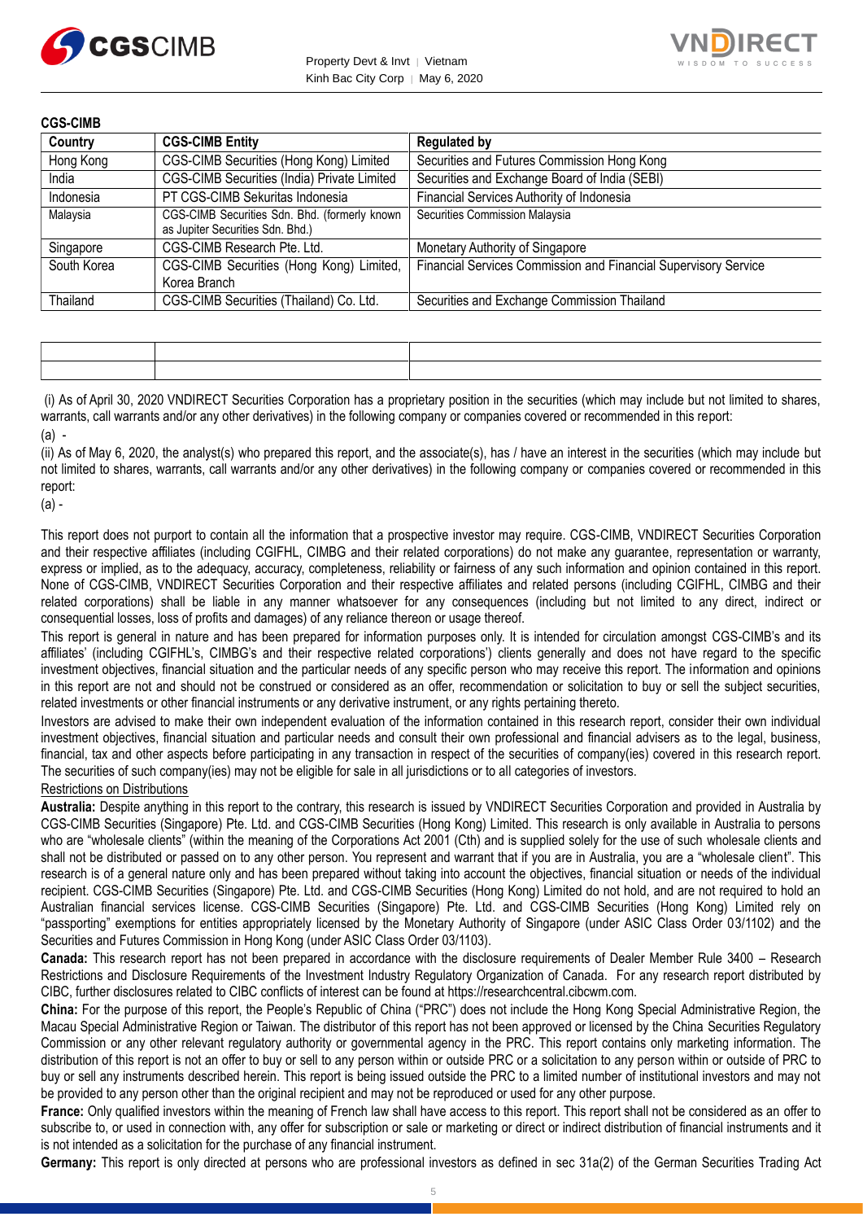**CGS-CIMB**

| Country | CGS-CIMB Entity | Regulated by |
| --- | --- | --- |
| Hong Kong | CGS-CIMB Securities (Hong Kong) Limited | Securities and Futures Commission Hong Kong |
| India | CGS-CIMB Securities (India) Private Limited | Securities and Exchange Board of India (SEBI) |
| Indonesia | PT CGS-CIMB Sekuritas Indonesia | Financial Services Authority of Indonesia |
| Malaysia | CGS-CIMB Securities Sdn. Bhd. (formerly known as Jupiter Securities Sdn. Bhd.) | Securities Commission Malaysia |
| Singapore | CGS-CIMB Research Pte. Ltd. | Monetary Authority of Singapore |
| South Korea | CGS-CIMB Securities (Hong Kong) Limited, Korea Branch | Financial Services Commission and Financial Supervisory Service |
| Thailand | CGS-CIMB Securities (Thailand) Co. Ltd. | Securities and Exchange Commission Thailand |

(i) As of April 30, 2020 VNDIRECT Securities Corporation has a proprietary position in the securities (which may include but not limited to shares, warrants, call warrants and/or any other derivatives) in the following company or companies covered or recommended in this report:

(a) -

(ii) As of May 6, 2020, the analyst(s) who prepared this report, and the associate(s), has / have an interest in the securities (which may include but not limited to shares, warrants, call warrants and/or any other derivatives) in the following company or companies covered or recommended in this report:

(a) -

This report does not purport to contain all the information that a prospective investor may require. CGS-CIMB, VNDIRECT Securities Corporation and their respective affiliates (including CGIFHL, CIMBG and their related corporations) do not make any guarantee, representation or warranty, express or implied, as to the adequacy, accuracy, completeness, reliability or fairness of any such information and opinion contained in this report. None of CGS-CIMB, VNDIRECT Securities Corporation and their respective affiliates and related persons (including CGIFHL, CIMBG and their related corporations) shall be liable in any manner whatsoever for any consequences (including but not limited to any direct, indirect or consequential losses, loss of profits and damages) of any reliance thereon or usage thereof.

This report is general in nature and has been prepared for information purposes only. It is intended for circulation amongst CGS-CIMB's and its affiliates' (including CGIFHL's, CIMBG's and their respective related corporations') clients generally and does not have regard to the specific investment objectives, financial situation and the particular needs of any specific person who may receive this report. The information and opinions in this report are not and should not be construed or considered as an offer, recommendation or solicitation to buy or sell the subject securities, related investments or other financial instruments or any derivative instrument, or any rights pertaining thereto.

Investors are advised to make their own independent evaluation of the information contained in this research report, consider their own individual investment objectives, financial situation and particular needs and consult their own professional and financial advisers as to the legal, business, financial, tax and other aspects before participating in any transaction in respect of the securities of company(ies) covered in this research report. The securities of such company(ies) may not be eligible for sale in all jurisdictions or to all categories of investors.

Restrictions on Distributions

**Australia:** Despite anything in this report to the contrary, this research is issued by VNDIRECT Securities Corporation and provided in Australia by CGS-CIMB Securities (Singapore) Pte. Ltd. and CGS-CIMB Securities (Hong Kong) Limited. This research is only available in Australia to persons who are "wholesale clients" (within the meaning of the Corporations Act 2001 (Cth) and is supplied solely for the use of such wholesale clients and shall not be distributed or passed on to any other person. You represent and warrant that if you are in Australia, you are a "wholesale client". This research is of a general nature only and has been prepared without taking into account the objectives, financial situation or needs of the individual recipient. CGS-CIMB Securities (Singapore) Pte. Ltd. and CGS-CIMB Securities (Hong Kong) Limited do not hold, and are not required to hold an Australian financial services license. CGS-CIMB Securities (Singapore) Pte. Ltd. and CGS-CIMB Securities (Hong Kong) Limited rely on "passporting" exemptions for entities appropriately licensed by the Monetary Authority of Singapore (under ASIC Class Order 03/1102) and the Securities and Futures Commission in Hong Kong (under ASIC Class Order 03/1103).

**Canada:** This research report has not been prepared in accordance with the disclosure requirements of Dealer Member Rule 3400 – Research Restrictions and Disclosure Requirements of the Investment Industry Regulatory Organization of Canada. For any research report distributed by CIBC, further disclosures related to CIBC conflicts of interest can be found at https://researchcentral.cibcwm.com.

**China:** For the purpose of this report, the People's Republic of China ("PRC") does not include the Hong Kong Special Administrative Region, the Macau Special Administrative Region or Taiwan. The distributor of this report has not been approved or licensed by the China Securities Regulatory Commission or any other relevant regulatory authority or governmental agency in the PRC. This report contains only marketing information. The distribution of this report is not an offer to buy or sell to any person within or outside PRC or a solicitation to any person within or outside of PRC to buy or sell any instruments described herein. This report is being issued outside the PRC to a limited number of institutional investors and may not be provided to any person other than the original recipient and may not be reproduced or used for any other purpose.

**France:** Only qualified investors within the meaning of French law shall have access to this report. This report shall not be considered as an offer to subscribe to, or used in connection with, any offer for subscription or sale or marketing or direct or indirect distribution of financial instruments and it is not intended as a solicitation for the purchase of any financial instrument.

**Germany:** This report is only directed at persons who are professional investors as defined in sec 31a(2) of the German Securities Trading Act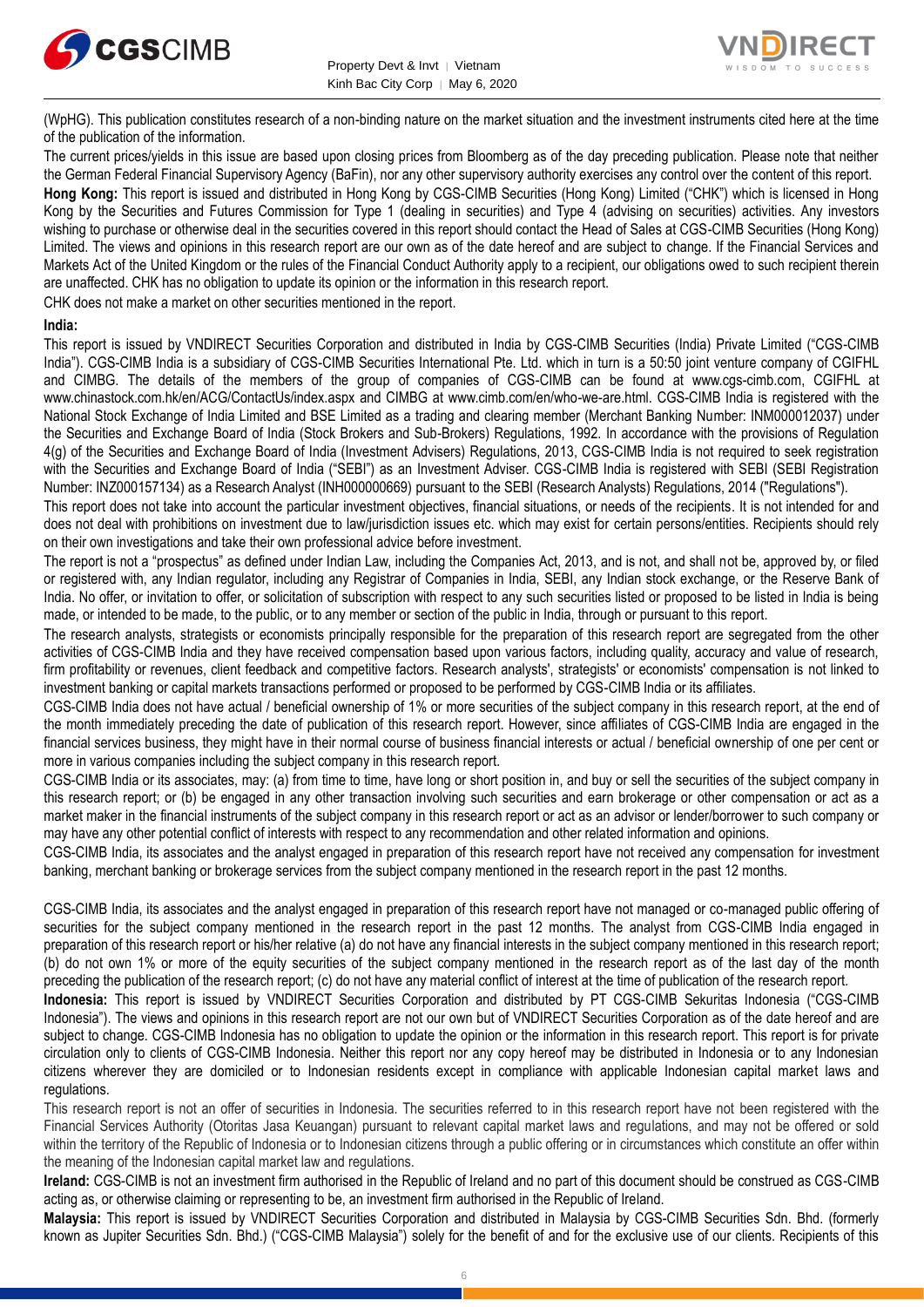(WpHG). This publication constitutes research of a non-binding nature on the market situation and the investment instruments cited here at the time of the publication of the information.

The current prices/yields in this issue are based upon closing prices from Bloomberg as of the day preceding publication. Please note that neither the German Federal Financial Supervisory Agency (BaFin), nor any other supervisory authority exercises any control over the content of this report.

**Hong Kong:** This report is issued and distributed in Hong Kong by CGS-CIMB Securities (Hong Kong) Limited ("CHK") which is licensed in Hong Kong by the Securities and Futures Commission for Type 1 (dealing in securities) and Type 4 (advising on securities) activities. Any investors wishing to purchase or otherwise deal in the securities covered in this report should contact the Head of Sales at CGS-CIMB Securities (Hong Kong) Limited. The views and opinions in this research report are our own as of the date hereof and are subject to change. If the Financial Services and Markets Act of the United Kingdom or the rules of the Financial Conduct Authority apply to a recipient, our obligations owed to such recipient therein are unaffected. CHK has no obligation to update its opinion or the information in this research report.

CHK does not make a market on other securities mentioned in the report.

**India:**

This report is issued by VNDIRECT Securities Corporation and distributed in India by CGS-CIMB Securities (India) Private Limited ("CGS-CIMB India"). CGS-CIMB India is a subsidiary of CGS-CIMB Securities International Pte. Ltd. which in turn is a 50:50 joint venture company of CGIFHL and CIMBG. The details of the members of the group of companies of CGS-CIMB can be found at www.cgs-cimb.com, CGIFHL at www.chinastock.com.hk/en/ACG/ContactUs/index.aspx and CIMBG at www.cimb.com/en/who-we-are.html. CGS-CIMB India is registered with the National Stock Exchange of India Limited and BSE Limited as a trading and clearing member (Merchant Banking Number: INM000012037) under the Securities and Exchange Board of India (Stock Brokers and Sub-Brokers) Regulations, 1992. In accordance with the provisions of Regulation 4(g) of the Securities and Exchange Board of India (Investment Advisers) Regulations, 2013, CGS-CIMB India is not required to seek registration with the Securities and Exchange Board of India ("SEBI") as an Investment Adviser. CGS-CIMB India is registered with SEBI (SEBI Registration Number: INZ000157134) as a Research Analyst (INH000000669) pursuant to the SEBI (Research Analysts) Regulations, 2014 ("Regulations").

This report does not take into account the particular investment objectives, financial situations, or needs of the recipients. It is not intended for and does not deal with prohibitions on investment due to law/jurisdiction issues etc. which may exist for certain persons/entities. Recipients should rely on their own investigations and take their own professional advice before investment.

The report is not a "prospectus" as defined under Indian Law, including the Companies Act, 2013, and is not, and shall not be, approved by, or filed or registered with, any Indian regulator, including any Registrar of Companies in India, SEBI, any Indian stock exchange, or the Reserve Bank of India. No offer, or invitation to offer, or solicitation of subscription with respect to any such securities listed or proposed to be listed in India is being made, or intended to be made, to the public, or to any member or section of the public in India, through or pursuant to this report.

The research analysts, strategists or economists principally responsible for the preparation of this research report are segregated from the other activities of CGS-CIMB India and they have received compensation based upon various factors, including quality, accuracy and value of research, firm profitability or revenues, client feedback and competitive factors. Research analysts', strategists' or economists' compensation is not linked to investment banking or capital markets transactions performed or proposed to be performed by CGS-CIMB India or its affiliates.

CGS-CIMB India does not have actual / beneficial ownership of 1% or more securities of the subject company in this research report, at the end of the month immediately preceding the date of publication of this research report. However, since affiliates of CGS-CIMB India are engaged in the financial services business, they might have in their normal course of business financial interests or actual / beneficial ownership of one per cent or more in various companies including the subject company in this research report.

CGS-CIMB India or its associates, may: (a) from time to time, have long or short position in, and buy or sell the securities of the subject company in this research report; or (b) be engaged in any other transaction involving such securities and earn brokerage or other compensation or act as a market maker in the financial instruments of the subject company in this research report or act as an advisor or lender/borrower to such company or may have any other potential conflict of interests with respect to any recommendation and other related information and opinions.

CGS-CIMB India, its associates and the analyst engaged in preparation of this research report have not received any compensation for investment banking, merchant banking or brokerage services from the subject company mentioned in the research report in the past 12 months.

CGS-CIMB India, its associates and the analyst engaged in preparation of this research report have not managed or co-managed public offering of securities for the subject company mentioned in the research report in the past 12 months. The analyst from CGS-CIMB India engaged in preparation of this research report or his/her relative (a) do not have any financial interests in the subject company mentioned in this research report; (b) do not own 1% or more of the equity securities of the subject company mentioned in the research report as of the last day of the month preceding the publication of the research report; (c) do not have any material conflict of interest at the time of publication of the research report.

**Indonesia:** This report is issued by VNDIRECT Securities Corporation and distributed by PT CGS-CIMB Sekuritas Indonesia ("CGS-CIMB Indonesia"). The views and opinions in this research report are not our own but of VNDIRECT Securities Corporation as of the date hereof and are subject to change. CGS-CIMB Indonesia has no obligation to update the opinion or the information in this research report. This report is for private circulation only to clients of CGS-CIMB Indonesia. Neither this report nor any copy hereof may be distributed in Indonesia or to any Indonesian citizens wherever they are domiciled or to Indonesian residents except in compliance with applicable Indonesian capital market laws and regulations.

This research report is not an offer of securities in Indonesia. The securities referred to in this research report have not been registered with the Financial Services Authority (Otoritas Jasa Keuangan) pursuant to relevant capital market laws and regulations, and may not be offered or sold within the territory of the Republic of Indonesia or to Indonesian citizens through a public offering or in circumstances which constitute an offer within the meaning of the Indonesian capital market law and regulations.

**Ireland:** CGS-CIMB is not an investment firm authorised in the Republic of Ireland and no part of this document should be construed as CGS-CIMB acting as, or otherwise claiming or representing to be, an investment firm authorised in the Republic of Ireland.

**Malaysia:** This report is issued by VNDIRECT Securities Corporation and distributed in Malaysia by CGS-CIMB Securities Sdn. Bhd. (formerly known as Jupiter Securities Sdn. Bhd.) ("CGS-CIMB Malaysia") solely for the benefit of and for the exclusive use of our clients. Recipients of this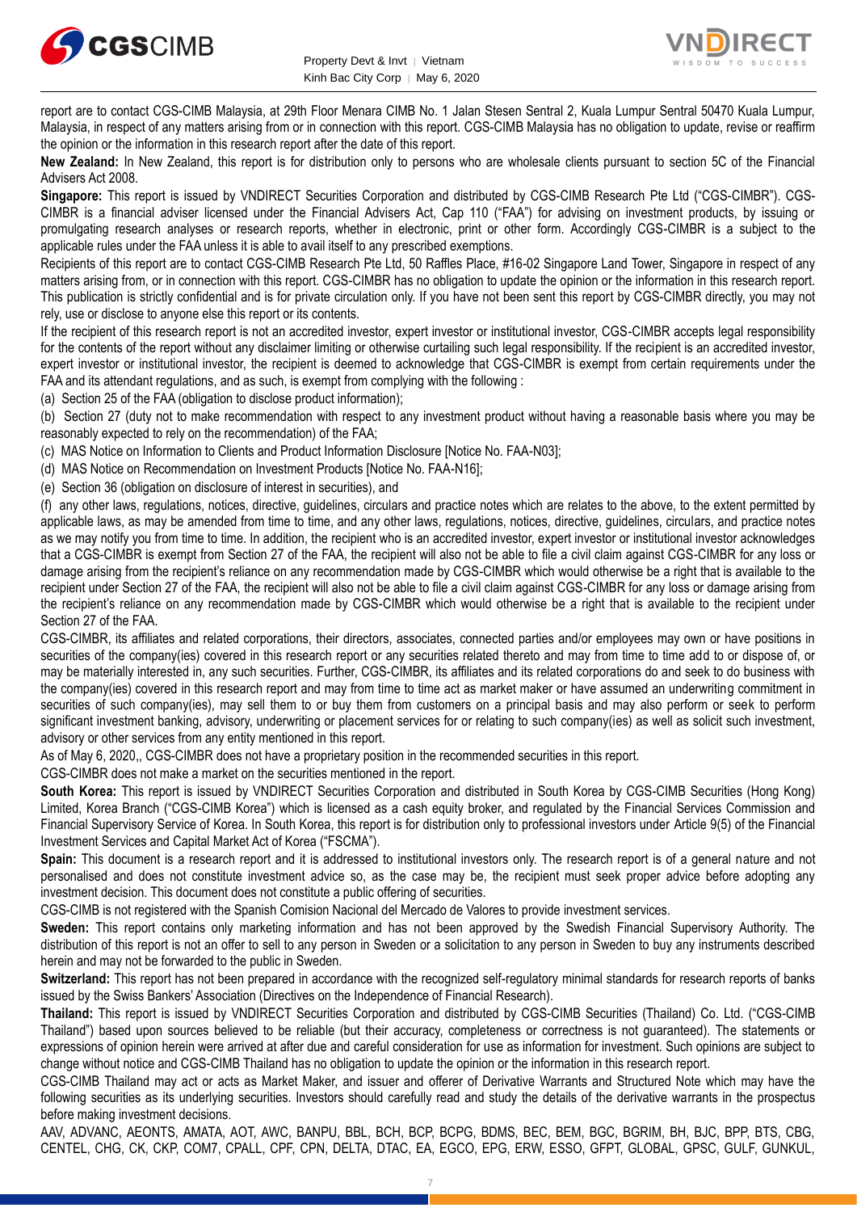report are to contact CGS-CIMB Malaysia, at 29th Floor Menara CIMB No. 1 Jalan Stesen Sentral 2, Kuala Lumpur Sentral 50470 Kuala Lumpur, Malaysia, in respect of any matters arising from or in connection with this report. CGS-CIMB Malaysia has no obligation to update, revise or reaffirm the opinion or the information in this research report after the date of this report.

**New Zealand:** In New Zealand, this report is for distribution only to persons who are wholesale clients pursuant to section 5C of the Financial Advisers Act 2008.

**Singapore:** This report is issued by VNDIRECT Securities Corporation and distributed by CGS-CIMB Research Pte Ltd ("CGS-CIMBR"). CGS-CIMBR is a financial adviser licensed under the Financial Advisers Act, Cap 110 ("FAA") for advising on investment products, by issuing or promulgating research analyses or research reports, whether in electronic, print or other form. Accordingly CGS-CIMBR is a subject to the applicable rules under the FAA unless it is able to avail itself to any prescribed exemptions.

Recipients of this report are to contact CGS-CIMB Research Pte Ltd, 50 Raffles Place, #16-02 Singapore Land Tower, Singapore in respect of any matters arising from, or in connection with this report. CGS-CIMBR has no obligation to update the opinion or the information in this research report. This publication is strictly confidential and is for private circulation only. If you have not been sent this report by CGS-CIMBR directly, you may not rely, use or disclose to anyone else this report or its contents.

If the recipient of this research report is not an accredited investor, expert investor or institutional investor, CGS-CIMBR accepts legal responsibility for the contents of the report without any disclaimer limiting or otherwise curtailing such legal responsibility. If the recipient is an accredited investor, expert investor or institutional investor, the recipient is deemed to acknowledge that CGS-CIMBR is exempt from certain requirements under the FAA and its attendant regulations, and as such, is exempt from complying with the following :

(a) Section 25 of the FAA (obligation to disclose product information);

(b) Section 27 (duty not to make recommendation with respect to any investment product without having a reasonable basis where you may be reasonably expected to rely on the recommendation) of the FAA;

(c) MAS Notice on Information to Clients and Product Information Disclosure [Notice No. FAA-N03];

(d) MAS Notice on Recommendation on Investment Products [Notice No. FAA-N16];

(e) Section 36 (obligation on disclosure of interest in securities), and

(f) any other laws, regulations, notices, directive, guidelines, circulars and practice notes which are relates to the above, to the extent permitted by applicable laws, as may be amended from time to time, and any other laws, regulations, notices, directive, guidelines, circulars, and practice notes as we may notify you from time to time. In addition, the recipient who is an accredited investor, expert investor or institutional investor acknowledges that a CGS-CIMBR is exempt from Section 27 of the FAA, the recipient will also not be able to file a civil claim against CGS-CIMBR for any loss or damage arising from the recipient's reliance on any recommendation made by CGS-CIMBR which would otherwise be a right that is available to the recipient under Section 27 of the FAA, the recipient will also not be able to file a civil claim against CGS-CIMBR for any loss or damage arising from the recipient's reliance on any recommendation made by CGS-CIMBR which would otherwise be a right that is available to the recipient under Section 27 of the FAA.

CGS-CIMBR, its affiliates and related corporations, their directors, associates, connected parties and/or employees may own or have positions in securities of the company(ies) covered in this research report or any securities related thereto and may from time to time add to or dispose of, or may be materially interested in, any such securities. Further, CGS-CIMBR, its affiliates and its related corporations do and seek to do business with the company(ies) covered in this research report and may from time to time act as market maker or have assumed an underwriting commitment in securities of such company(ies), may sell them to or buy them from customers on a principal basis and may also perform or seek to perform significant investment banking, advisory, underwriting or placement services for or relating to such company(ies) as well as solicit such investment, advisory or other services from any entity mentioned in this report.

As of May 6, 2020,, CGS-CIMBR does not have a proprietary position in the recommended securities in this report.

CGS-CIMBR does not make a market on the securities mentioned in the report.

**South Korea:** This report is issued by VNDIRECT Securities Corporation and distributed in South Korea by CGS-CIMB Securities (Hong Kong) Limited, Korea Branch ("CGS-CIMB Korea") which is licensed as a cash equity broker, and regulated by the Financial Services Commission and Financial Supervisory Service of Korea. In South Korea, this report is for distribution only to professional investors under Article 9(5) of the Financial Investment Services and Capital Market Act of Korea ("FSCMA").

**Spain:** This document is a research report and it is addressed to institutional investors only. The research report is of a general nature and not personalised and does not constitute investment advice so, as the case may be, the recipient must seek proper advice before adopting any investment decision. This document does not constitute a public offering of securities.

CGS-CIMB is not registered with the Spanish Comision Nacional del Mercado de Valores to provide investment services.

**Sweden:** This report contains only marketing information and has not been approved by the Swedish Financial Supervisory Authority. The distribution of this report is not an offer to sell to any person in Sweden or a solicitation to any person in Sweden to buy any instruments described herein and may not be forwarded to the public in Sweden.

**Switzerland:** This report has not been prepared in accordance with the recognized self-regulatory minimal standards for research reports of banks issued by the Swiss Bankers' Association (Directives on the Independence of Financial Research).

**Thailand:** This report is issued by VNDIRECT Securities Corporation and distributed by CGS-CIMB Securities (Thailand) Co. Ltd. ("CGS-CIMB Thailand") based upon sources believed to be reliable (but their accuracy, completeness or correctness is not guaranteed). The statements or expressions of opinion herein were arrived at after due and careful consideration for use as information for investment. Such opinions are subject to change without notice and CGS-CIMB Thailand has no obligation to update the opinion or the information in this research report.

CGS-CIMB Thailand may act or acts as Market Maker, and issuer and offerer of Derivative Warrants and Structured Note which may have the following securities as its underlying securities. Investors should carefully read and study the details of the derivative warrants in the prospectus before making investment decisions.

AAV, ADVANC, AEONTS, AMATA, AOT, AWC, BANPU, BBL, BCH, BCP, BCPG, BDMS, BEC, BEM, BGC, BGRIM, BH, BJC, BPP, BTS, CBG, CENTEL, CHG, CK, CKP, COM7, CPALL, CPF, CPN, DELTA, DTAC, EA, EGCO, EPG, ERW, ESSO, GFPT, GLOBAL, GPSC, GULF, GUNKUL,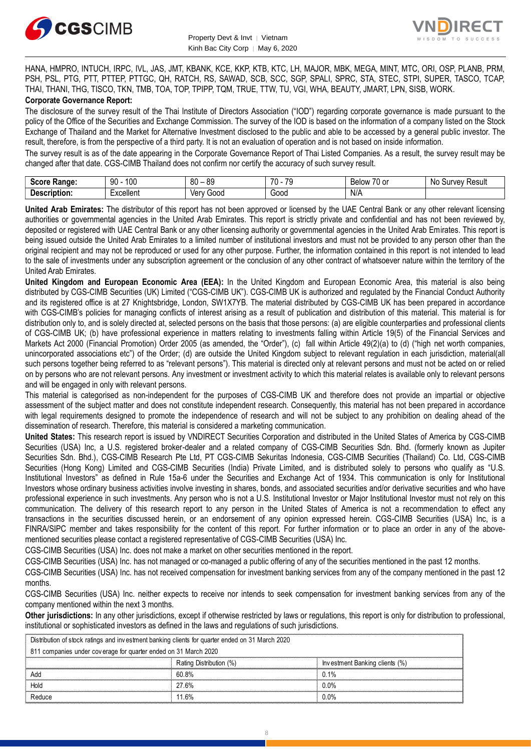HANA, HMPRO, INTUCH, IRPC, IVL, JAS, JMT, KBANK, KCE, KKP, KTB, KTC, LH, MAJOR, MBK, MEGA, MINT, MTC, ORI, OSP, PLANB, PRM, PSH, PSL, PTG, PTT, PTTEP, PTTGC, QH, RATCH, RS, SAWAD, SCB, SCC, SGP, SPALI, SPRC, STA, STEC, STPI, SUPER, TASCO, TCAP, THAI, THANI, THG, TISCO, TKN, TMB, TOA, TOP, TPIPP, TQM, TRUE, TTW, TU, VGI, WHA, BEAUTY, JMART, LPN, SISB, WORK.

**Corporate Governance Report:**

The disclosure of the survey result of the Thai Institute of Directors Association ("IOD") regarding corporate governance is made pursuant to the policy of the Office of the Securities and Exchange Commission. The survey of the IOD is based on the information of a company listed on the Stock Exchange of Thailand and the Market for Alternative Investment disclosed to the public and able to be accessed by a general public investor. The result, therefore, is from the perspective of a third party. It is not an evaluation of operation and is not based on inside information.

The survey result is as of the date appearing in the Corporate Governance Report of Thai Listed Companies. As a result, the survey result may be changed after that date. CGS-CIMB Thailand does not confirm nor certify the accuracy of such survey result.

| **Score Range:** | 90 - 100 | 80 – 89 | 70 - 79 | Below 70 or | No Survey Result |
|---|---|---|---|---|---|
| **Description:** | Excellent | Very Good | Good | N/A | |

**United Arab Emirates:** The distributor of this report has not been approved or licensed by the UAE Central Bank or any other relevant licensing authorities or governmental agencies in the United Arab Emirates. This report is strictly private and confidential and has not been reviewed by, deposited or registered with UAE Central Bank or any other licensing authority or governmental agencies in the United Arab Emirates. This report is being issued outside the United Arab Emirates to a limited number of institutional investors and must not be provided to any person other than the original recipient and may not be reproduced or used for any other purpose. Further, the information contained in this report is not intended to lead to the sale of investments under any subscription agreement or the conclusion of any other contract of whatsoever nature within the territory of the United Arab Emirates.

**United Kingdom and European Economic Area (EEA):** In the United Kingdom and European Economic Area, this material is also being distributed by CGS-CIMB Securities (UK) Limited ("CGS-CIMB UK"). CGS-CIMB UK is authorized and regulated by the Financial Conduct Authority and its registered office is at 27 Knightsbridge, London, SW1X7YB. The material distributed by CGS-CIMB UK has been prepared in accordance with CGS-CIMB's policies for managing conflicts of interest arising as a result of publication and distribution of this material. This material is for distribution only to, and is solely directed at, selected persons on the basis that those persons: (a) are eligible counterparties and professional clients of CGS-CIMB UK; (b) have professional experience in matters relating to investments falling within Article 19(5) of the Financial Services and Markets Act 2000 (Financial Promotion) Order 2005 (as amended, the "Order"), (c) fall within Article 49(2)(a) to (d) ("high net worth companies, unincorporated associations etc") of the Order; (d) are outside the United Kingdom subject to relevant regulation in each jurisdiction, material(all such persons together being referred to as "relevant persons"). This material is directed only at relevant persons and must not be acted on or relied on by persons who are not relevant persons. Any investment or investment activity to which this material relates is available only to relevant persons and will be engaged in only with relevant persons.

This material is categorised as non-independent for the purposes of CGS-CIMB UK and therefore does not provide an impartial or objective assessment of the subject matter and does not constitute independent research. Consequently, this material has not been prepared in accordance with legal requirements designed to promote the independence of research and will not be subject to any prohibition on dealing ahead of the dissemination of research. Therefore, this material is considered a marketing communication.

**United States:** This research report is issued by VNDIRECT Securities Corporation and distributed in the United States of America by CGS-CIMB Securities (USA) Inc, a U.S. registered broker-dealer and a related company of CGS-CIMB Securities Sdn. Bhd. (formerly known as Jupiter Securities Sdn. Bhd.), CGS-CIMB Research Pte Ltd, PT CGS-CIMB Sekuritas Indonesia, CGS-CIMB Securities (Thailand) Co. Ltd, CGS-CIMB Securities (Hong Kong) Limited and CGS-CIMB Securities (India) Private Limited, and is distributed solely to persons who qualify as "U.S. Institutional Investors" as defined in Rule 15a-6 under the Securities and Exchange Act of 1934. This communication is only for Institutional Investors whose ordinary business activities involve investing in shares, bonds, and associated securities and/or derivative securities and who have professional experience in such investments. Any person who is not a U.S. Institutional Investor or Major Institutional Investor must not rely on this communication. The delivery of this research report to any person in the United States of America is not a recommendation to effect any transactions in the securities discussed herein, or an endorsement of any opinion expressed herein. CGS-CIMB Securities (USA) Inc, is a FINRA/SIPC member and takes responsibility for the content of this report. For further information or to place an order in any of the above-mentioned securities please contact a registered representative of CGS-CIMB Securities (USA) Inc.

CGS-CIMB Securities (USA) Inc. does not make a market on other securities mentioned in the report.

CGS-CIMB Securities (USA) Inc. has not managed or co-managed a public offering of any of the securities mentioned in the past 12 months.

CGS-CIMB Securities (USA) Inc. has not received compensation for investment banking services from any of the company mentioned in the past 12 months.

CGS-CIMB Securities (USA) Inc. neither expects to receive nor intends to seek compensation for investment banking services from any of the company mentioned within the next 3 months.

**Other jurisdictions:** In any other jurisdictions, except if otherwise restricted by laws or regulations, this report is only for distribution to professional, institutional or sophisticated investors as defined in the laws and regulations of such jurisdictions.

| Distribution of stock ratings and investment banking clients for quarter ended on 31 March 2020 | | |
|---|---|---|
| 811 companies under coverage for quarter ended on 31 March 2020 | | |
| | Rating Distribution (%) | Investment Banking clients (%) |
| Add | 60.8% | 0.1% |
| Hold | 27.6% | 0.0% |
| Reduce | 11.6% | 0.0% |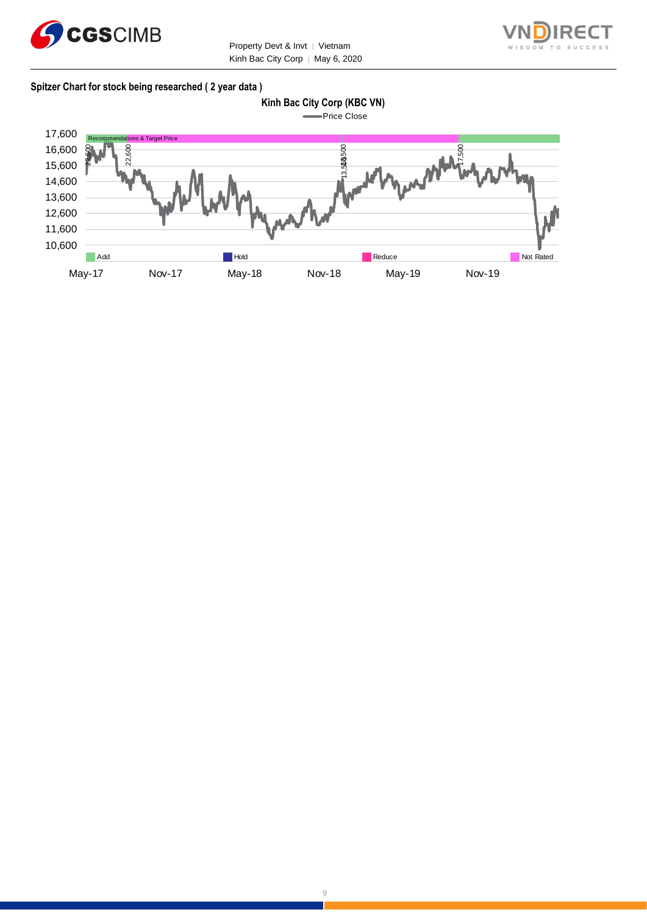**Spitzer Chart for stock being researched ( 2 year data )**

**Kinh Bac City Corp (KBC VN)**

Price Close

Recommendations & Target Price

22,600 · 22,600 · 13,500 · 13,500 · 17,500

Add · Hold · Reduce · Not Rated

May-17 · Nov-17 · May-18 · Nov-18 · May-19 · Nov-19

17,600 · 16,600 · 15,600 · 14,600 · 13,600 · 12,600 · 11,600 · 10,600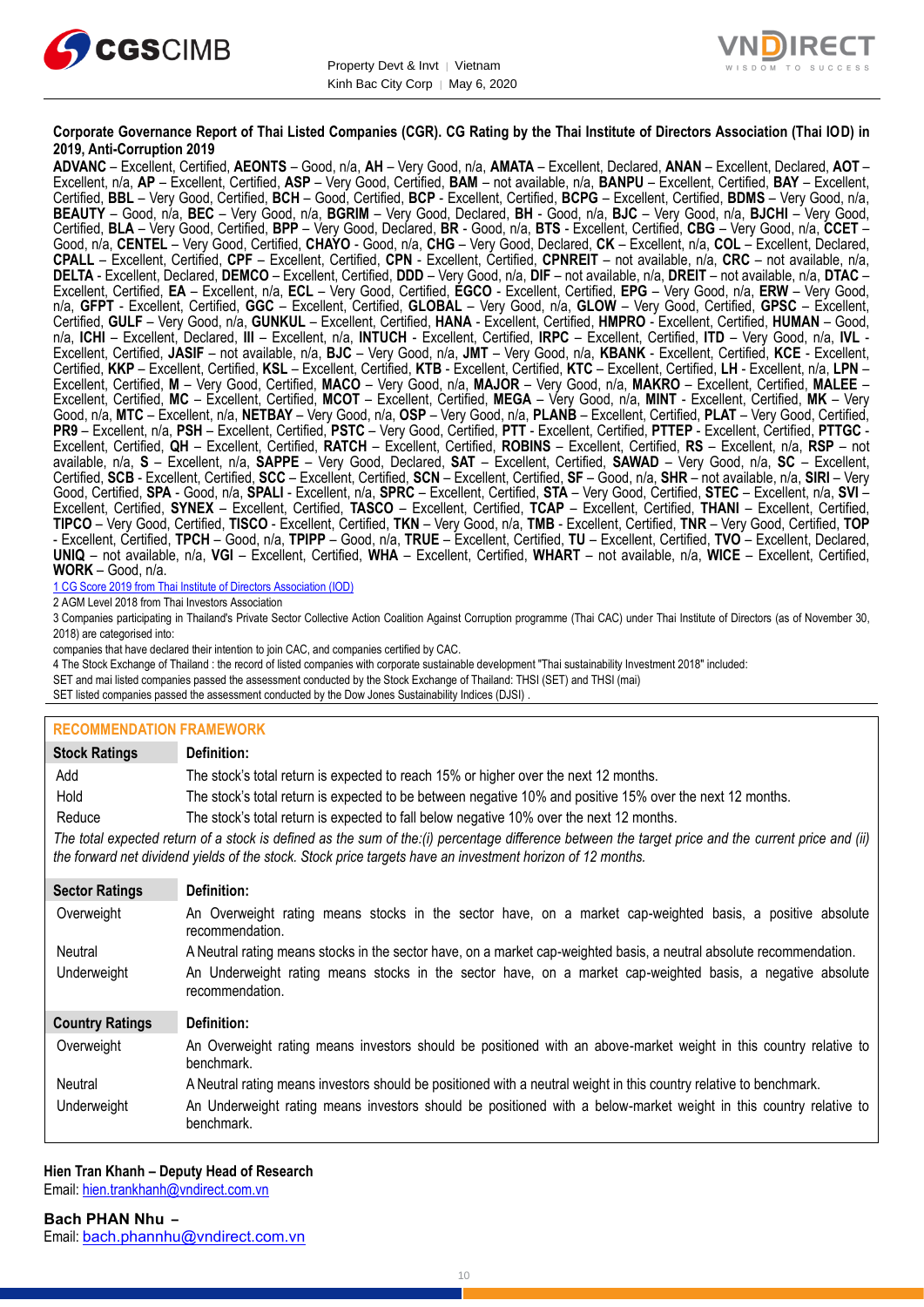**Corporate Governance Report of Thai Listed Companies (CGR). CG Rating by the Thai Institute of Directors Association (Thai IOD) in 2019, Anti-Corruption 2019**

**ADVANC** – Excellent, Certified, **AEONTS** – Good, n/a, **AH** – Very Good, n/a, **AMATA** – Excellent, Declared, **ANAN** – Excellent, Declared, **AOT** – Excellent, n/a, **AP** – Excellent, Certified, **ASP** – Very Good, Certified, **BAM** – not available, n/a, **BANPU** – Excellent, Certified, **BAY** – Excellent, Certified, **BBL** – Very Good, Certified, **BCH** – Good, Certified, **BCP** - Excellent, Certified, **BCPG** – Excellent, Certified, **BDMS** – Very Good, n/a, **BEAUTY** – Good, n/a, **BEC** – Very Good, n/a, **BGRIM** – Very Good, Declared, **BH** - Good, n/a, **BJC** – Very Good, n/a, **BJCHI** – Very Good, Certified, **BLA** – Very Good, Certified, **BPP** – Very Good, Declared, **BR** - Good, n/a, **BTS** - Excellent, Certified, **CBG** – Very Good, n/a, **CCET** – Good, n/a, **CENTEL** – Very Good, Certified, **CHAYO** - Good, n/a, **CHG** – Very Good, Declared, **CK** – Excellent, n/a, **COL** – Excellent, Declared, **CPALL** – Excellent, Certified, **CPF** – Excellent, Certified, **CPN** - Excellent, Certified, **CPNREIT** – not available, n/a, **CRC** – not available, n/a, **DELTA** - Excellent, Declared, **DEMCO** – Excellent, Certified, **DDD** – Very Good, n/a, **DIF** – not available, n/a, **DREIT** – not available, n/a, **DTAC** – Excellent, Certified, **EA** – Excellent, n/a, **ECL** – Very Good, Certified, **EGCO** - Excellent, Certified, **EPG** – Very Good, n/a, **ERW** – Very Good, n/a, **GFPT** - Excellent, Certified, **GGC** – Excellent, Certified, **GLOBAL** – Very Good, n/a, **GLOW** – Very Good, Certified, **GPSC** – Excellent, Certified, **GULF** – Very Good, n/a, **GUNKUL** – Excellent, Certified, **HANA** - Excellent, Certified, **HMPRO** - Excellent, Certified, **HUMAN** – Good, n/a, **ICHI** – Excellent, Declared, **III** – Excellent, n/a, **INTUCH** - Excellent, Certified, **IRPC** – Excellent, Certified, **ITD** – Very Good, n/a, **IVL** - Excellent, Certified, **JASIF** – not available, n/a, **BJC** – Very Good, n/a, **JMT** – Very Good, n/a, **KBANK** - Excellent, Certified, **KCE** - Excellent, Certified, **KKP** – Excellent, Certified, **KSL** – Excellent, Certified, **KTB** - Excellent, Certified, **KTC** – Excellent, Certified, **LH** - Excellent, n/a, **LPN** – Excellent, Certified, **M** – Very Good, Certified, **MACO** – Very Good, n/a, **MAJOR** – Very Good, n/a, **MAKRO** – Excellent, Certified, **MALEE** – Excellent, Certified, **MC** – Excellent, Certified, **MCOT** – Excellent, Certified, **MEGA** – Very Good, n/a, **MINT** - Excellent, Certified, **MK** – Very Good, n/a, **MTC** – Excellent, n/a, **NETBAY** – Very Good, n/a, **OSP** – Very Good, n/a, **PLANB** – Excellent, Certified, **PLAT** – Very Good, Certified, **PR9** – Excellent, n/a, **PSH** – Excellent, Certified, **PSTC** – Very Good, Certified, **PTT** - Excellent, Certified, **PTTEP** - Excellent, Certified, **PTTGC** - Excellent, Certified, **QH** – Excellent, Certified, **RATCH** – Excellent, Certified, **ROBINS** – Excellent, Certified, **RS** – Excellent, n/a, **RSP** – not available, n/a, **S** – Excellent, n/a, **SAPPE** – Very Good, Declared, **SAT** – Excellent, Certified, **SAWAD** – Very Good, n/a, **SC** – Excellent, Certified, **SCB** - Excellent, Certified, **SCC** – Excellent, Certified, **SCN** – Excellent, Certified, **SF** – Good, n/a, **SHR** – not available, n/a, **SIRI** – Very Good, Certified, **SPA** - Good, n/a, **SPALI** - Excellent, n/a, **SPRC** – Excellent, Certified, **STA** – Very Good, Certified, **STEC** – Excellent, n/a, **SVI** – Excellent, Certified, **SYNEX** – Excellent, Certified, **TASCO** – Excellent, Certified, **TCAP** – Excellent, Certified, **THANI** – Excellent, Certified, **TIPCO** – Very Good, Certified, **TISCO** - Excellent, Certified, **TKN** – Very Good, n/a, **TMB** - Excellent, Certified, **TNR** – Very Good, Certified, **TOP** - Excellent, Certified, **TPCH** – Good, n/a, **TPIPP** – Good, n/a, **TRUE** – Excellent, Certified, **TU** – Excellent, Certified, **TVO** – Excellent, Declared, **UNIQ** – not available, n/a, **VGI** – Excellent, Certified, **WHA** – Excellent, Certified, **WHART** – not available, n/a, **WICE** – Excellent, Certified, **WORK** – Good, n/a.

1 CG Score 2019 from Thai Institute of Directors Association (IOD)

2 AGM Level 2018 from Thai Investors Association

3 Companies participating in Thailand's Private Sector Collective Action Coalition Against Corruption programme (Thai CAC) under Thai Institute of Directors (as of November 30, 2018) are categorised into:

companies that have declared their intention to join CAC, and companies certified by CAC.

4 The Stock Exchange of Thailand : the record of listed companies with corporate sustainable development "Thai sustainability Investment 2018" included:

SET and mai listed companies passed the assessment conducted by the Stock Exchange of Thailand: THSI (SET) and THSI (mai)

SET listed companies passed the assessment conducted by the Dow Jones Sustainability Indices (DJSI) .

## RECOMMENDATION FRAMEWORK

| Stock Ratings | Definition: |
|---|---|
| Add | The stock's total return is expected to reach 15% or higher over the next 12 months. |
| Hold | The stock's total return is expected to be between negative 10% and positive 15% over the next 12 months. |
| Reduce | The stock's total return is expected to fall below negative 10% over the next 12 months. |

*The total expected return of a stock is defined as the sum of the:(i) percentage difference between the target price and the current price and (ii) the forward net dividend yields of the stock. Stock price targets have an investment horizon of 12 months.*

| Sector Ratings | Definition: |
|---|---|
| Overweight | An Overweight rating means stocks in the sector have, on a market cap-weighted basis, a positive absolute recommendation. |
| Neutral | A Neutral rating means stocks in the sector have, on a market cap-weighted basis, a neutral absolute recommendation. |
| Underweight | An Underweight rating means stocks in the sector have, on a market cap-weighted basis, a negative absolute recommendation. |

| Country Ratings | Definition: |
|---|---|
| Overweight | An Overweight rating means investors should be positioned with an above-market weight in this country relative to benchmark. |
| Neutral | A Neutral rating means investors should be positioned with a neutral weight in this country relative to benchmark. |
| Underweight | An Underweight rating means investors should be positioned with a below-market weight in this country relative to benchmark. |

**Hien Tran Khanh – Deputy Head of Research**
Email: hien.trankhanh@vndirect.com.vn

**Bach PHAN Nhu –**
Email: bach.phannhu@vndirect.com.vn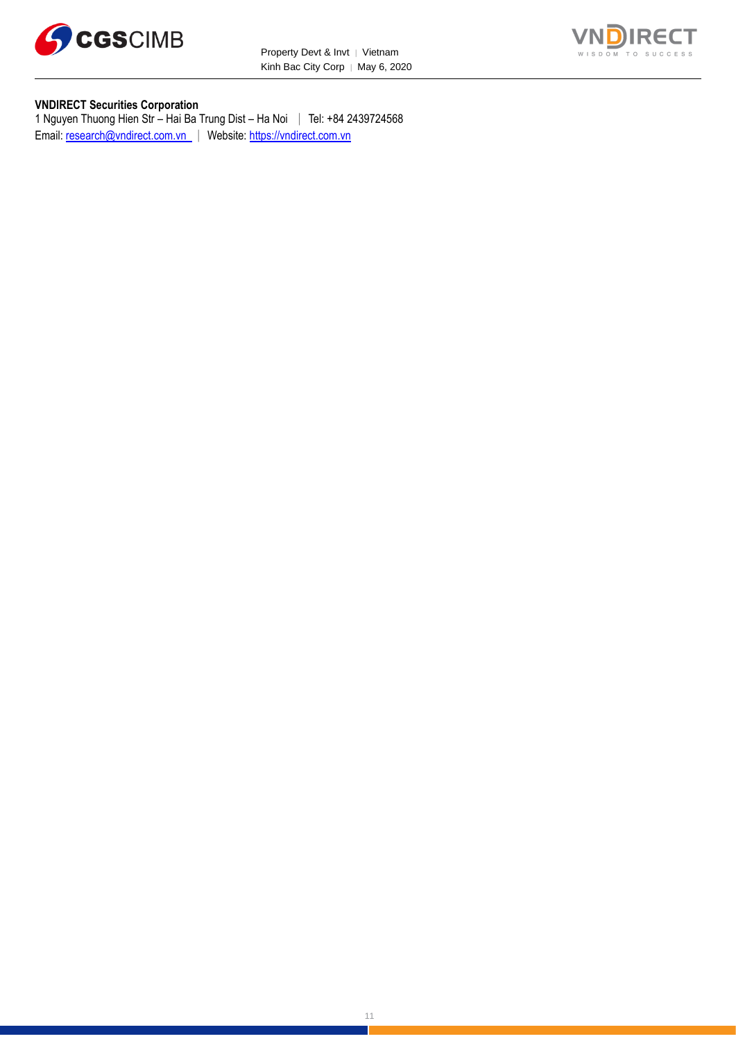**VNDIRECT Securities Corporation**

1 Nguyen Thuong Hien Str – Hai Ba Trung Dist – Ha Noi | Tel: +84 2439724568

Email: research@vndirect.com.vn | Website: https://vndirect.com.vn